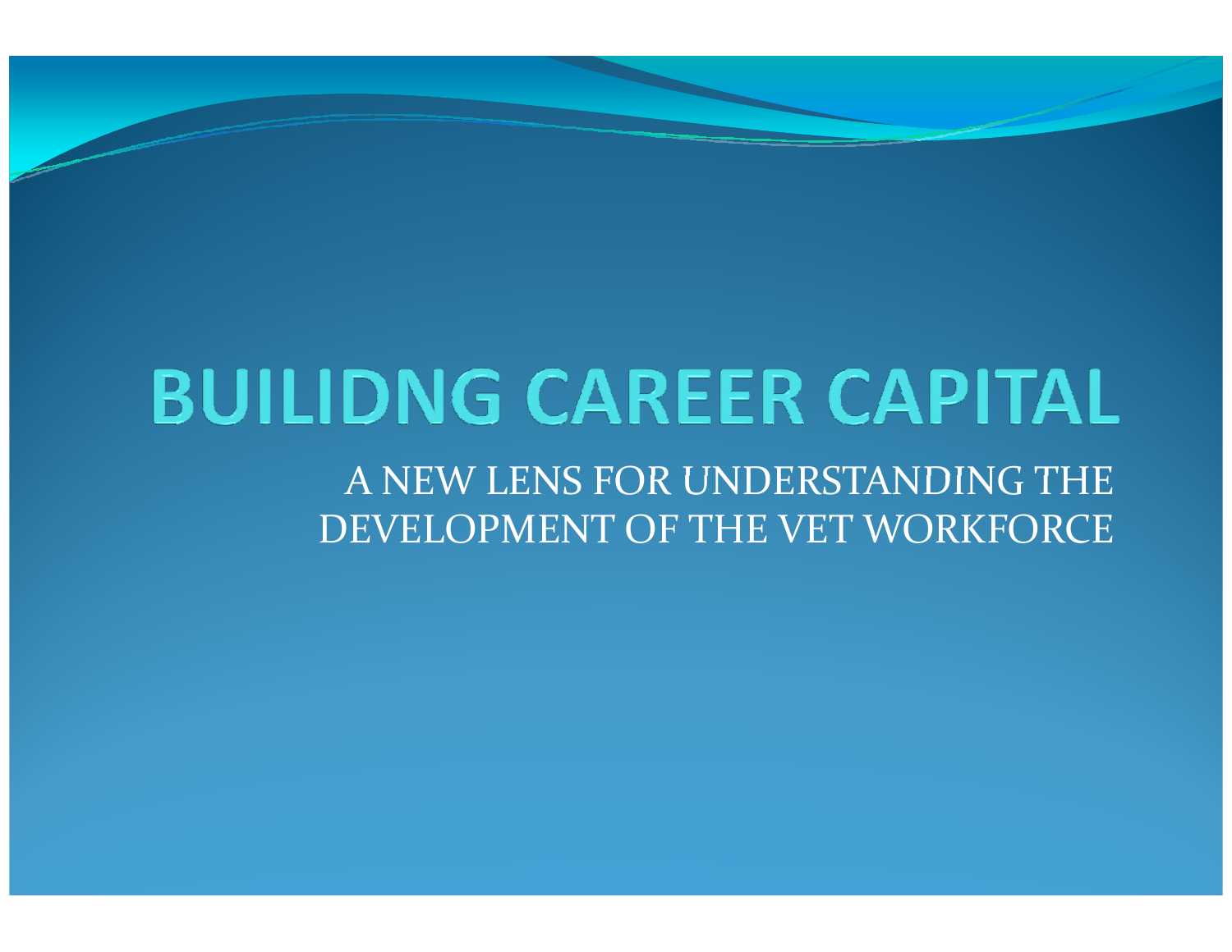# BUILIDNG CAREER CAPITAL

A NEW LENS FOR UNDERSTANDING THE DEVELOPMENT OF THE VET WORKFORCE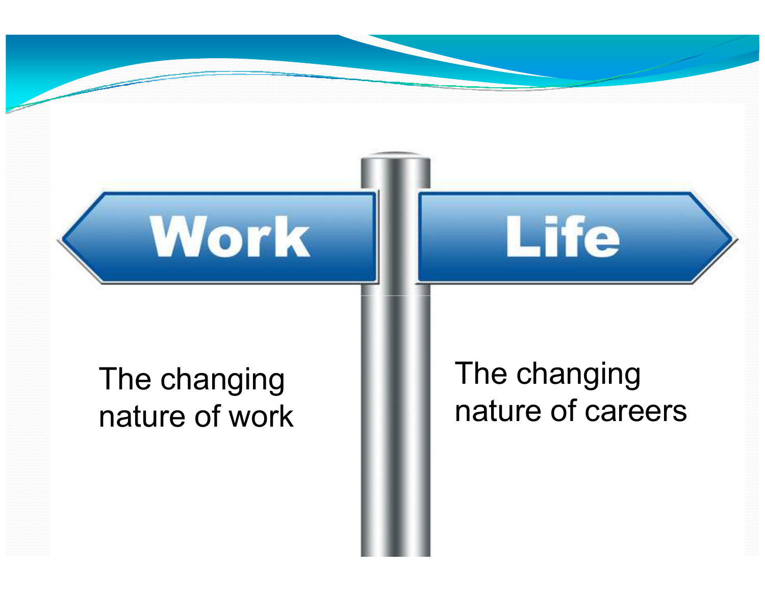Work

Life

The changing nature of work

The changing nature of careers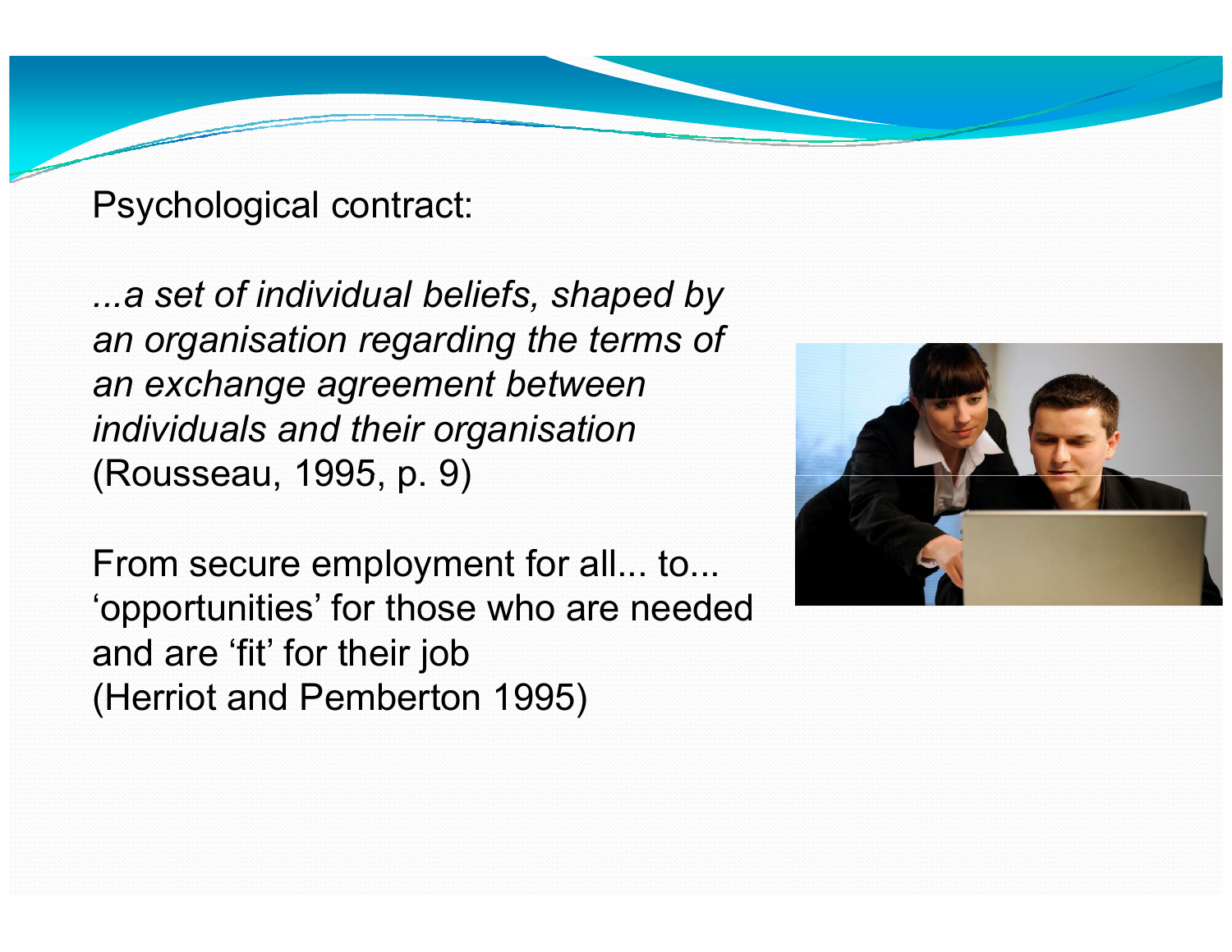Psychological contract:

*...a set of individual beliefs, shaped by an organisation regarding the terms of an exchange agreement between individuals and their organisation* (Rousseau, 1995, p. 9)

From secure employment for all... to... ‘opportunities’ for those who are needed and are ‘fit’ for their job (Herriot and Pemberton 1995)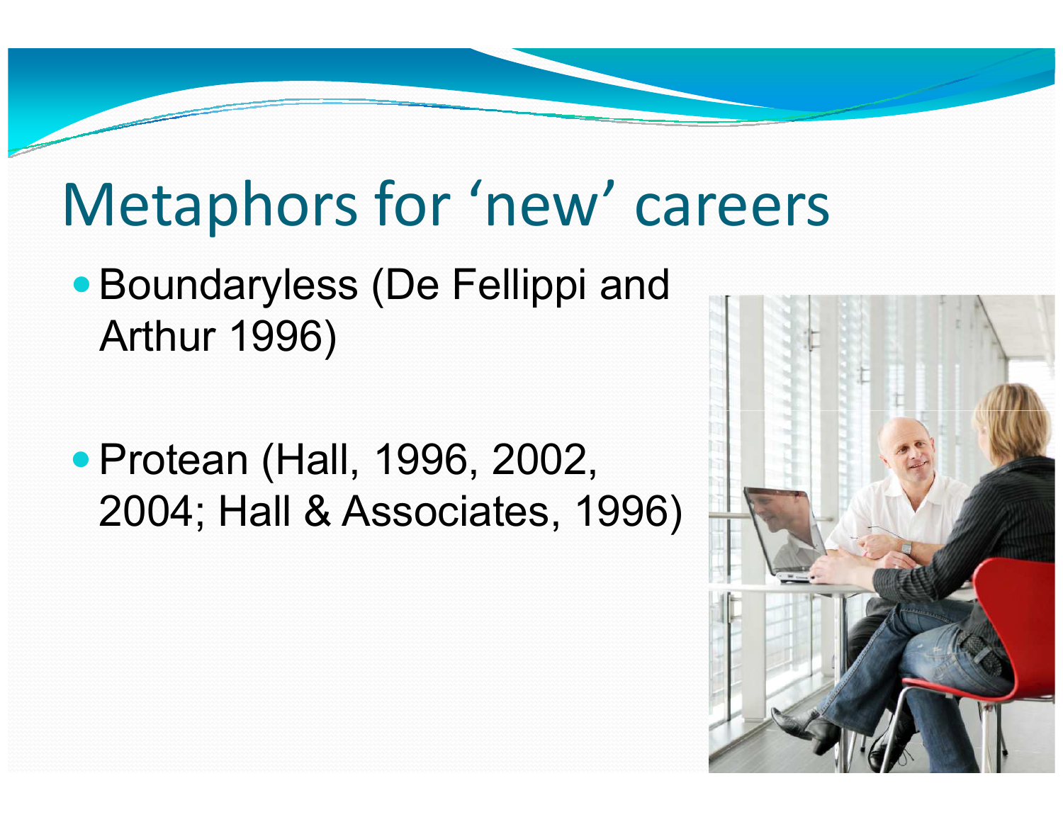# Metaphors for 'new' careers

- Boundaryless (De Fellippi and Arthur 1996)

- Protean (Hall, 1996, 2002, 2004; Hall & Associates, 1996)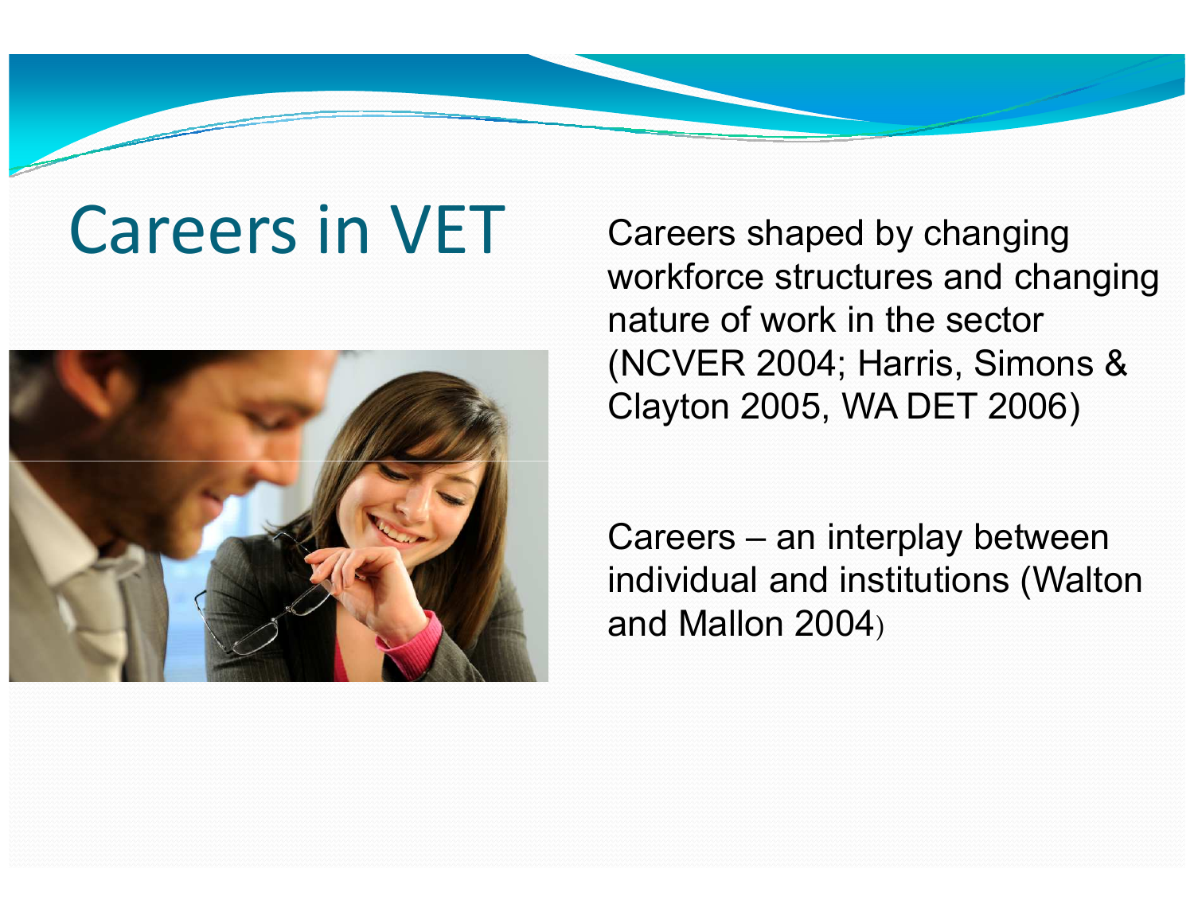# Careers in VET

Careers shaped by changing workforce structures and changing nature of work in the sector (NCVER 2004; Harris, Simons & Clayton 2005, WA DET 2006)

Careers – an interplay between individual and institutions (Walton and Mallon 2004)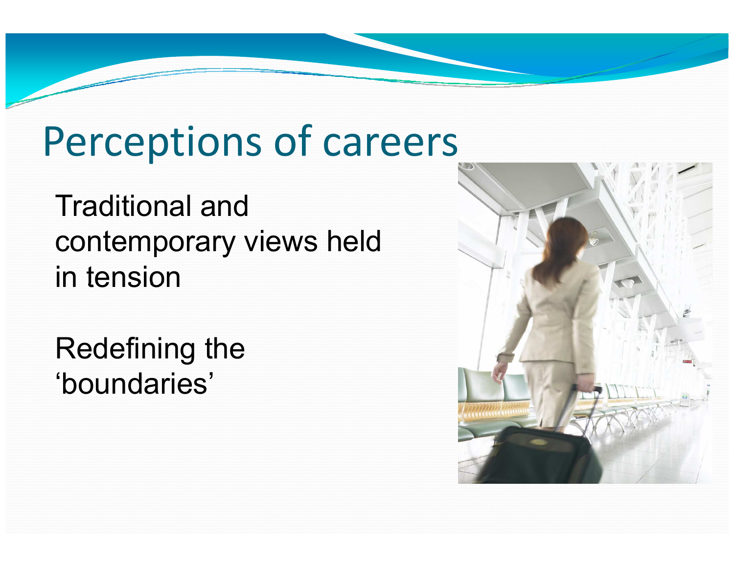# Perceptions of careers

Traditional and contemporary views held in tension

Redefining the 'boundaries'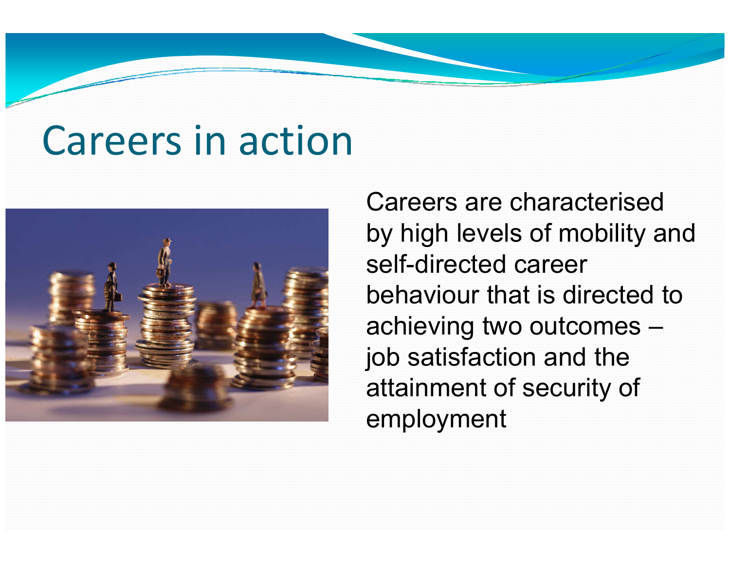# Careers in action

Careers are characterised by high levels of mobility and self-directed career behaviour that is directed to achieving two outcomes – job satisfaction and the attainment of security of employment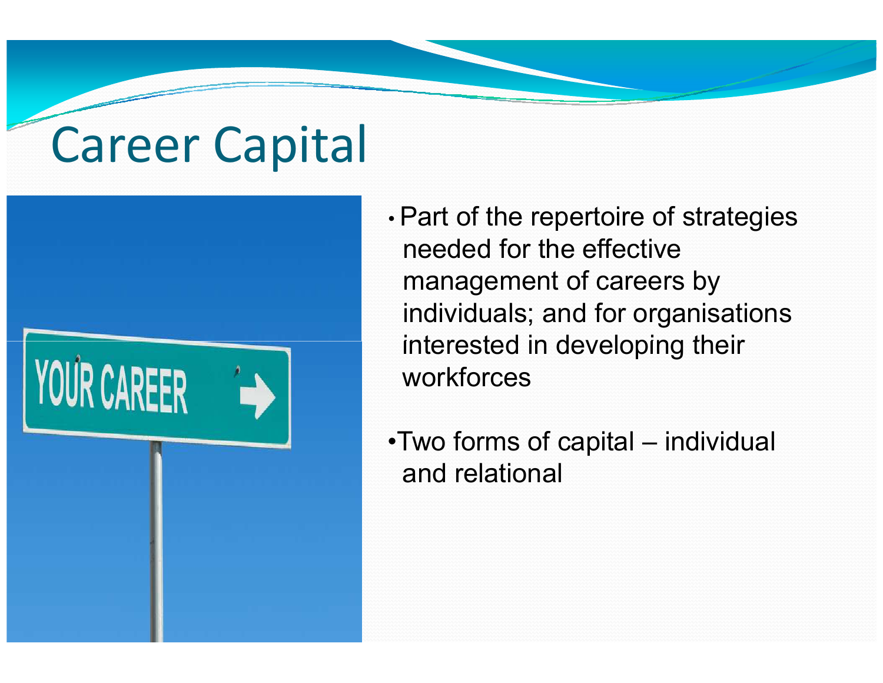# Career Capital

- Part of the repertoire of strategies needed for the effective management of careers by individuals; and for organisations interested in developing their workforces

- Two forms of capital – individual and relational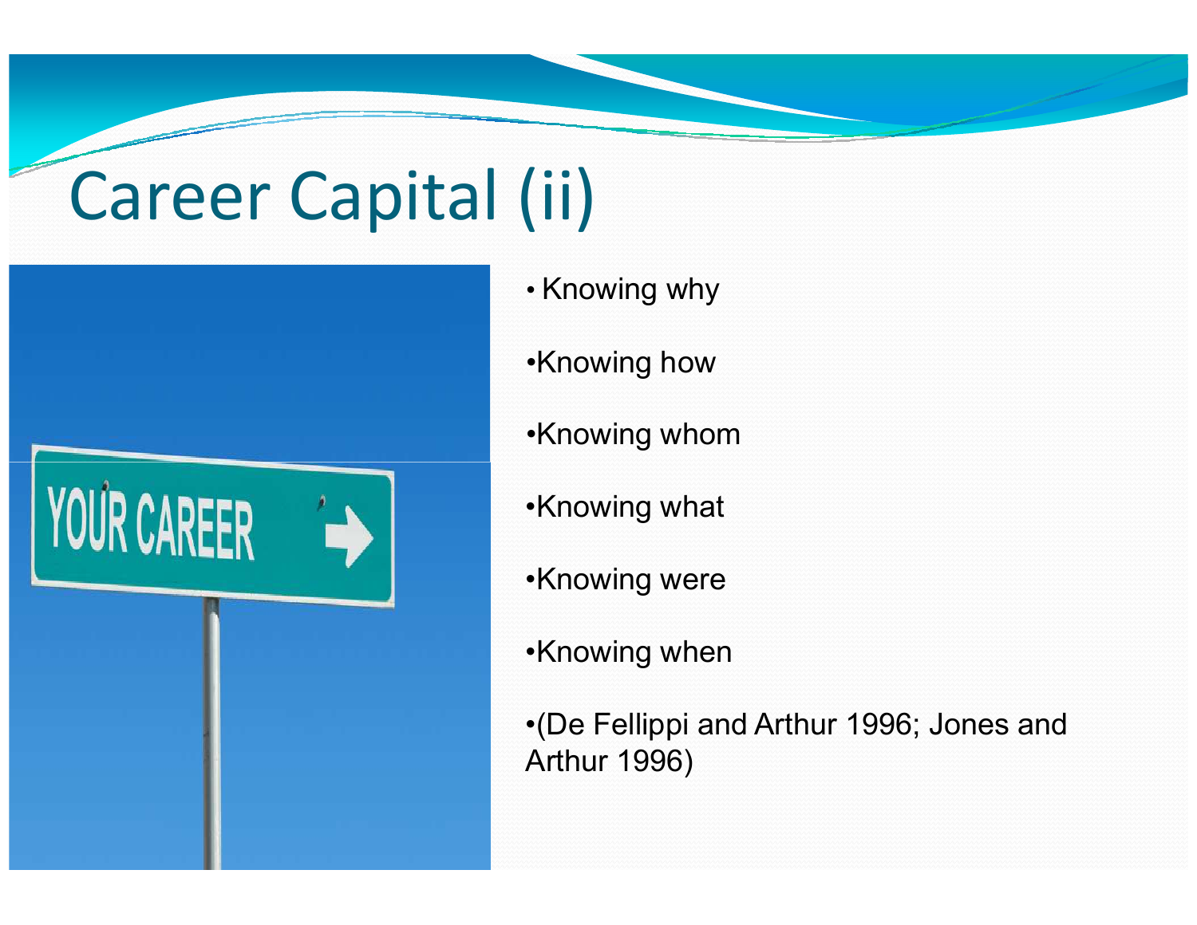# Career Capital (ii)

- Knowing why
- Knowing how
- Knowing whom
- Knowing what
- Knowing were
- Knowing when
- (De Fellippi and Arthur 1996; Jones and Arthur 1996)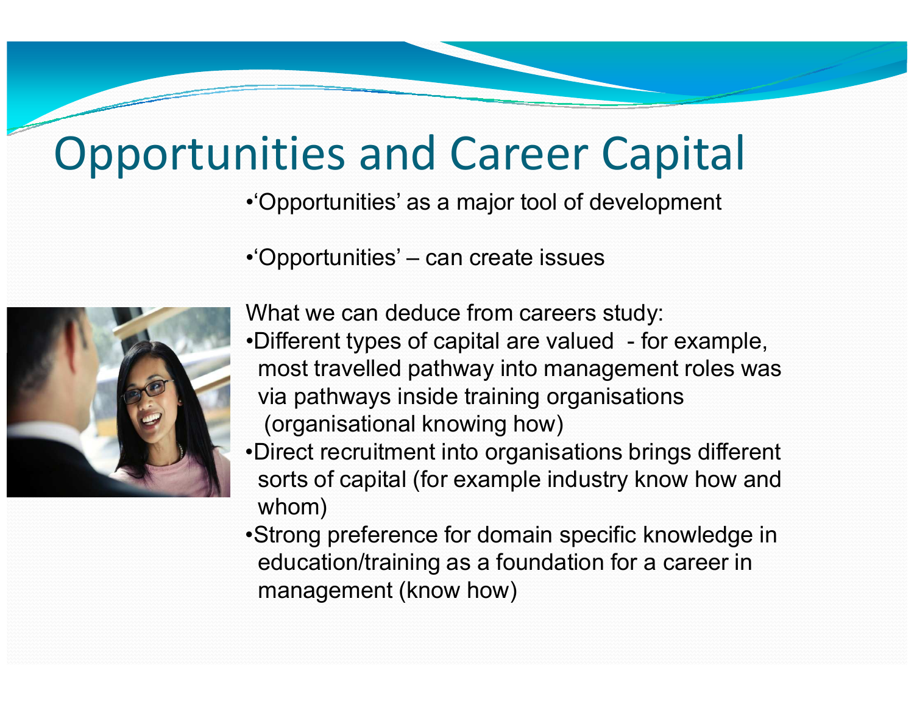# Opportunities and Career Capital

- 'Opportunities' as a major tool of development
- 'Opportunities' – can create issues

What we can deduce from careers study:

- Different types of capital are valued - for example, most travelled pathway into management roles was via pathways inside training organisations (organisational knowing how)
- Direct recruitment into organisations brings different sorts of capital (for example industry know how and whom)
- Strong preference for domain specific knowledge in education/training as a foundation for a career in management (know how)